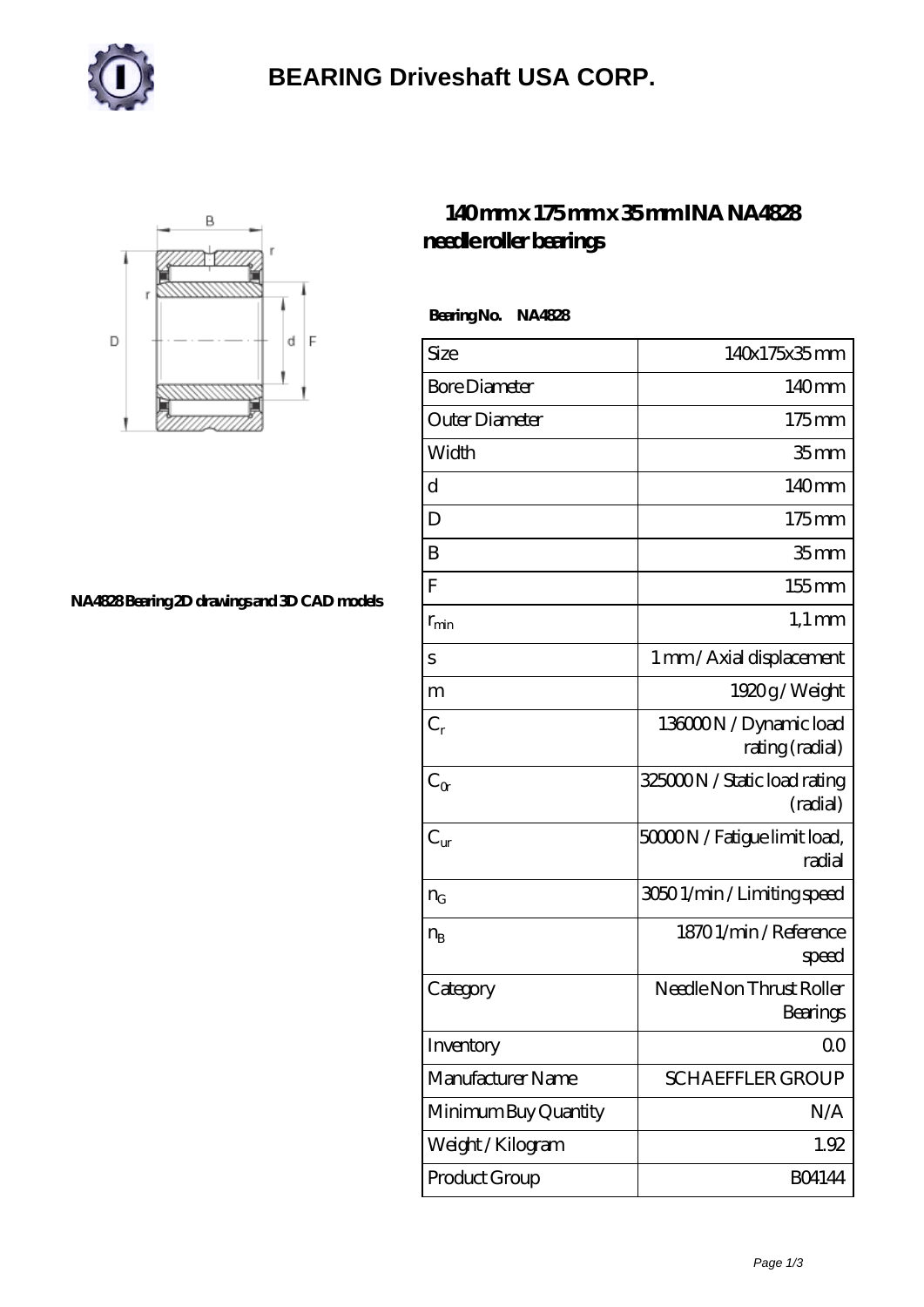# BEARING Driveshaft USA CORP.

NA4828 Bearing 2D drawings and 3D CAD models

## 140 mm x 175 mm x 35 mm INA NA4828 needle roller bearings

**Bearing No. NA4828**

| | |
|---|---|
| Size | 140x175x35 mm |
| Bore Diameter | 140 mm |
| Outer Diameter | 175 mm |
| Width | 35 mm |
| d | 140 mm |
| D | 175 mm |
| B | 35 mm |
| F | 155 mm |
| $r_{min}$ | 1,1 mm |
| s | 1 mm / Axial displacement |
| m | 1920 g / Weight |
| $C_r$ | 136000 N / Dynamic load rating (radial) |
| $C_{0r}$ | 325000 N / Static load rating (radial) |
| $C_{ur}$ | 50000 N / Fatigue limit load, radial |
| $n_G$ | 3050 1/min / Limiting speed |
| $n_B$ | 1870 1/min / Reference speed |
| Category | Needle Non Thrust Roller Bearings |
| Inventory | 0.0 |
| Manufacturer Name | SCHAEFFLER GROUP |
| Minimum Buy Quantity | N/A |
| Weight / Kilogram | 1.92 |
| Product Group | B04144 |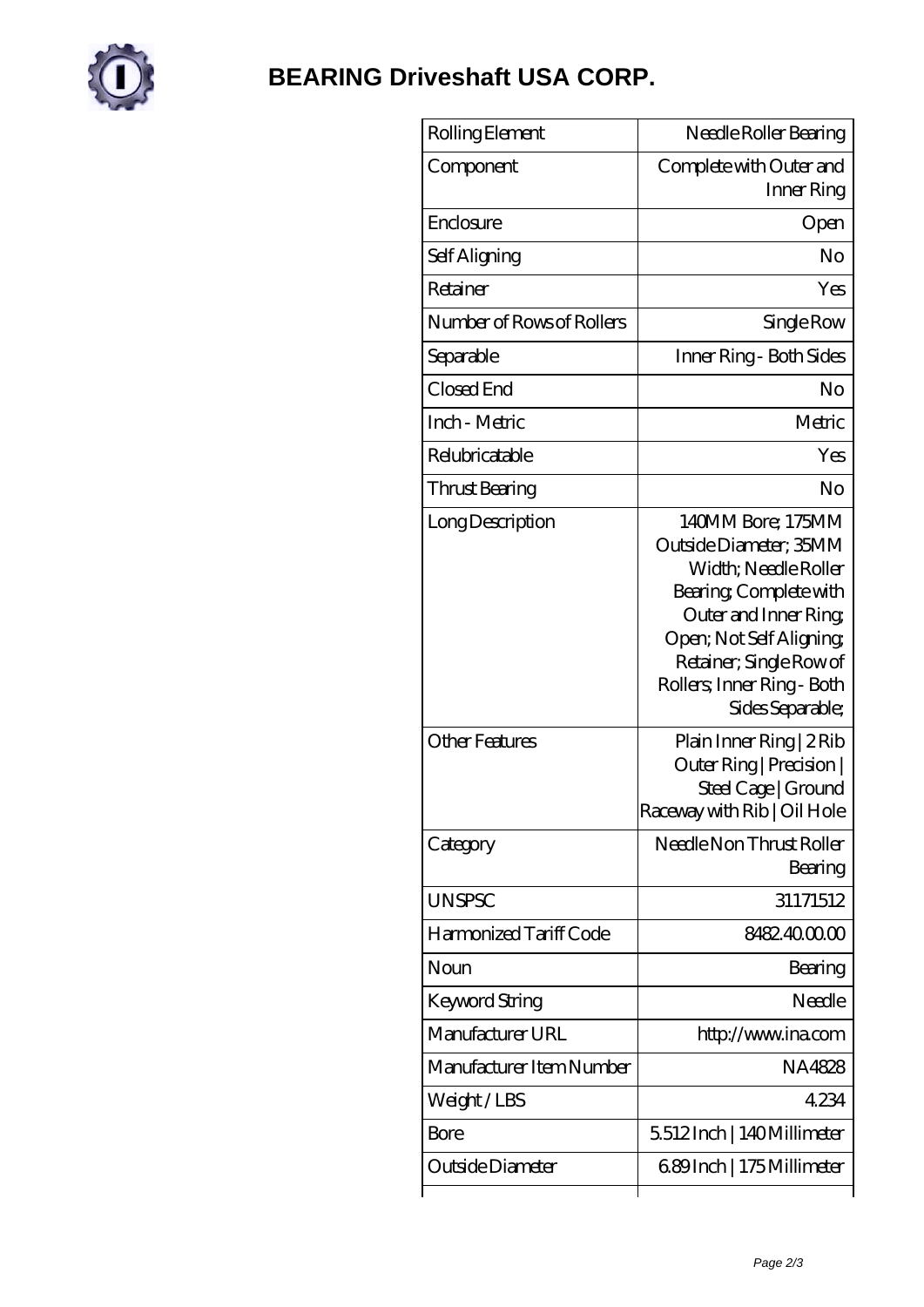# BEARING Driveshaft USA CORP.

| | |
|---|---|
| Rolling Element | Needle Roller Bearing |
| Component | Complete with Outer and Inner Ring |
| Enclosure | Open |
| Self Aligning | No |
| Retainer | Yes |
| Number of Rows of Rollers | Single Row |
| Separable | Inner Ring - Both Sides |
| Closed End | No |
| Inch - Metric | Metric |
| Relubricatable | Yes |
| Thrust Bearing | No |
| Long Description | 140MM Bore; 175MM Outside Diameter; 35MM Width; Needle Roller Bearing; Complete with Outer and Inner Ring; Open; Not Self Aligning; Retainer; Single Row of Rollers; Inner Ring - Both Sides Separable; |
| Other Features | Plain Inner Ring \| 2 Rib Outer Ring \| Precision \| Steel Cage \| Ground Raceway with Rib \| Oil Hole |
| Category | Needle Non Thrust Roller Bearing |
| UNSPSC | 31171512 |
| Harmonized Tariff Code | 8482.40.00.00 |
| Noun | Bearing |
| Keyword String | Needle |
| Manufacturer URL | http://www.ina.com |
| Manufacturer Item Number | NA4828 |
| Weight / LBS | 4.234 |
| Bore | 5.512 Inch \| 140 Millimeter |
| Outside Diameter | 6.89 Inch \| 175 Millimeter |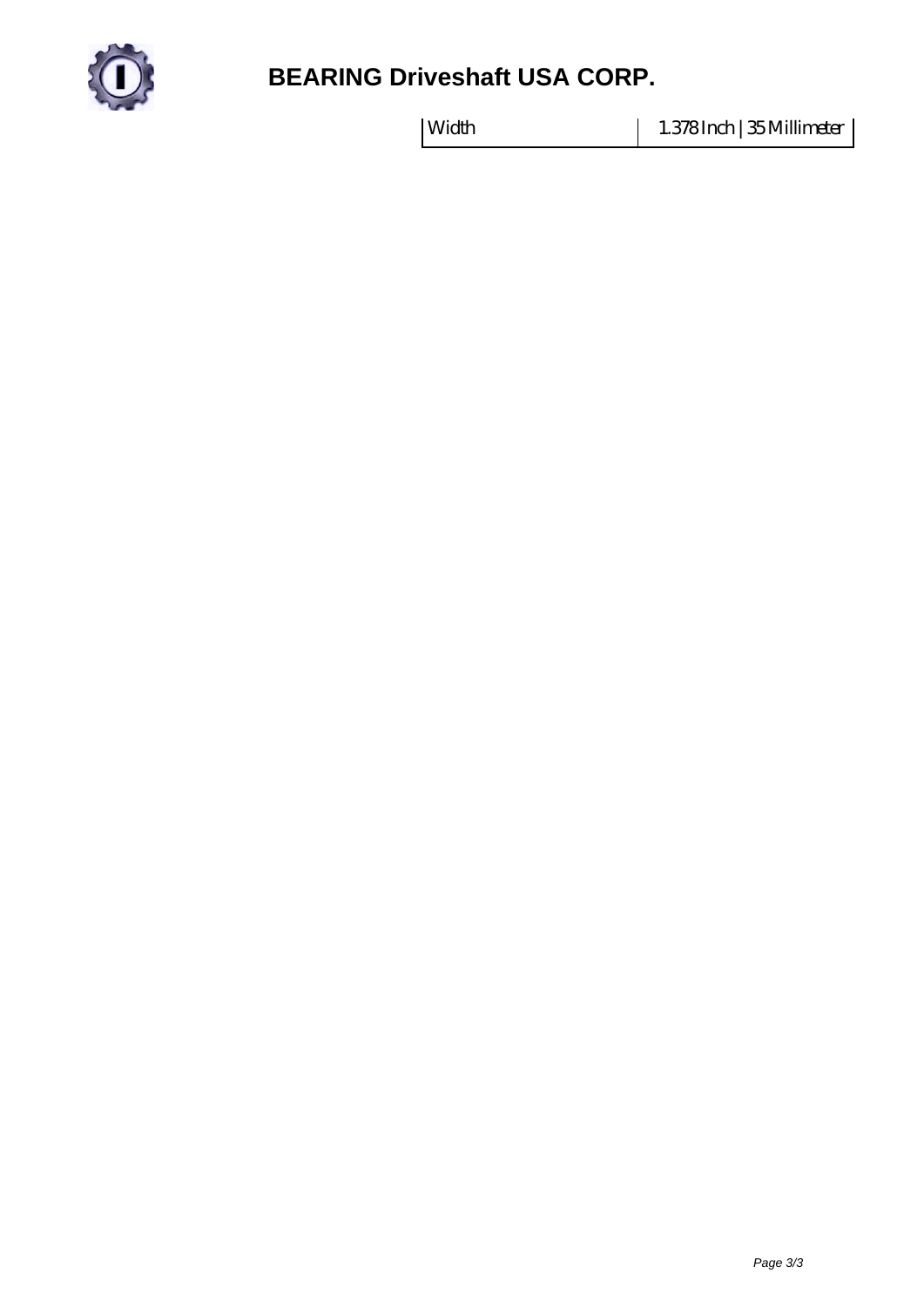| | |
|---|---|
| Width | 1.378 Inch \| 35 Millimeter |